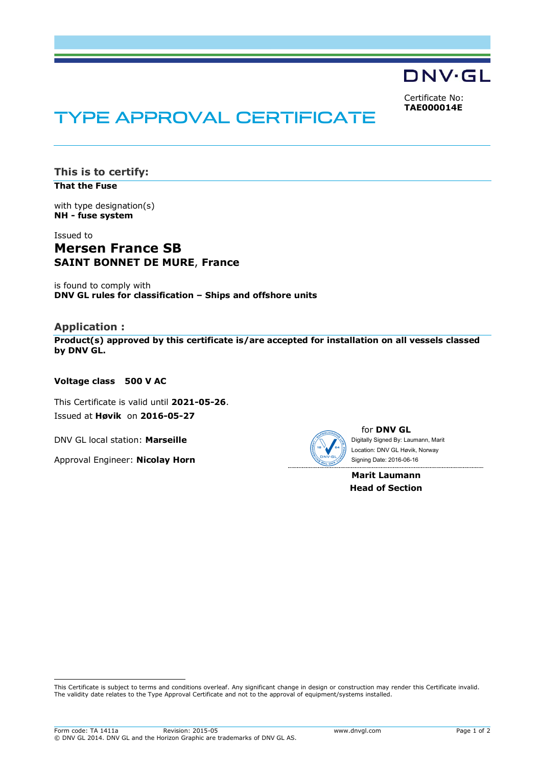DNV·GL

Certificate No:
**TAE000014E**

# TYPE APPROVAL CERTIFICATE

## This is to certify:

**That the Fuse**

with type designation(s)
**NH - fuse system**

Issued to
**Mersen France SB**
**SAINT BONNET DE MURE**, **France**

is found to comply with
**DNV GL rules for classification – Ships and offshore units**

## Application :

**Product(s) approved by this certificate is/are accepted for installation on all vessels classed by DNV GL.**

**Voltage class 500 V AC**

This Certificate is valid until **2021-05-26**.
Issued at **Høvik** on **2016-05-27**

DNV GL local station: **Marseille**

Approval Engineer: **Nicolay Horn**

for **DNV GL**
Digitally Signed By: Laumann, Marit
Location: DNV GL Høvik, Norway
Signing Date: 2016-06-16

**Marit Laumann**
**Head of Section**

This Certificate is subject to terms and conditions overleaf. Any significant change in design or construction may render this Certificate invalid. The validity date relates to the Type Approval Certificate and not to the approval of equipment/systems installed.

Form code: TA 1411a Revision: 2015-05 www.dnvgl.com
© DNV GL 2014. DNV GL and the Horizon Graphic are trademarks of DNV GL AS.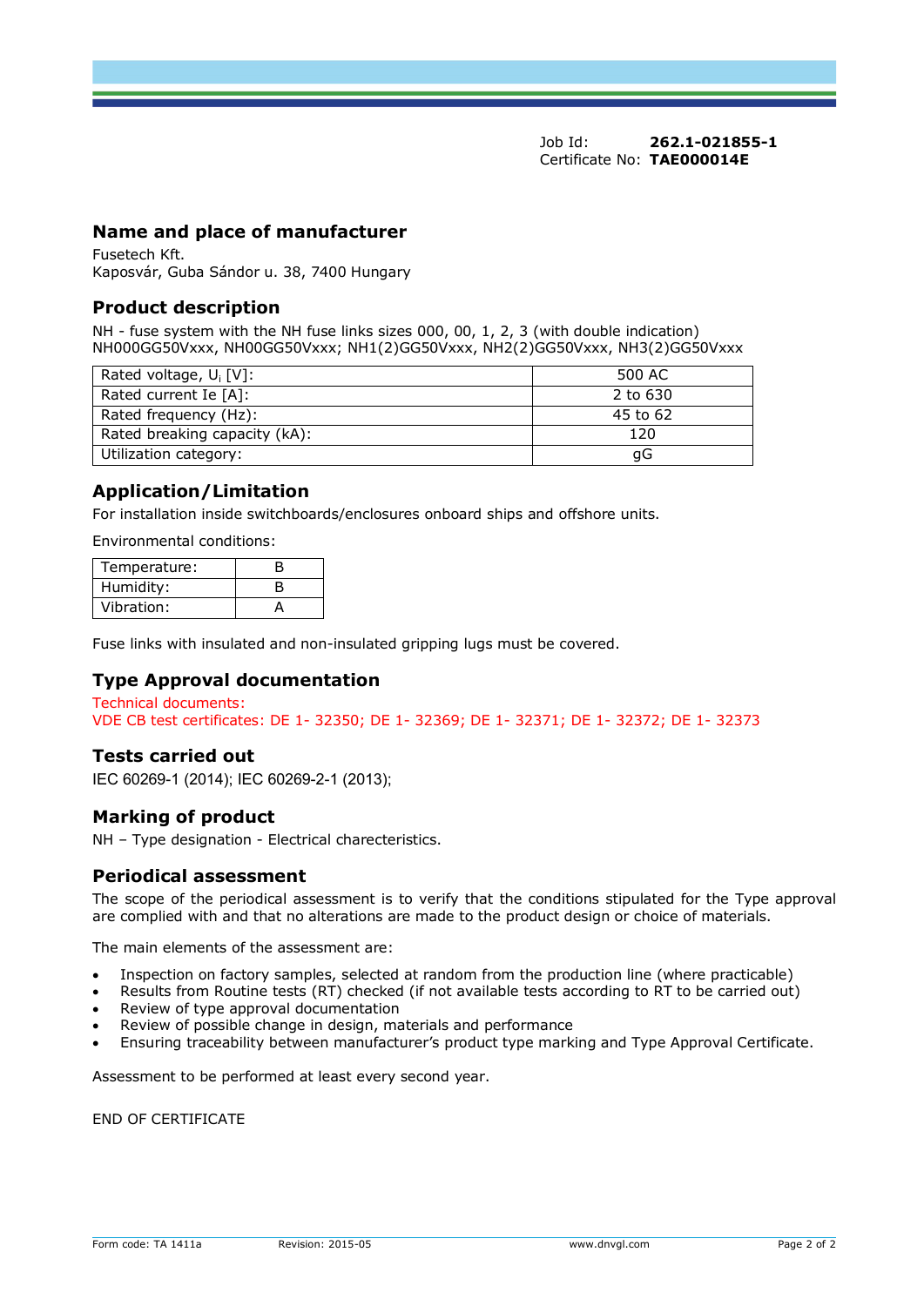Job Id: **262.1-021855-1**
Certificate No: **TAE000014E**

## Name and place of manufacturer

Fusetech Kft.
Kaposvár, Guba Sándor u. 38, 7400 Hungary

## Product description

NH - fuse system with the NH fuse links sizes 000, 00, 1, 2, 3 (with double indication)
NH000GG50Vxxx, NH00GG50Vxxx; NH1(2)GG50Vxxx, NH2(2)GG50Vxxx, NH3(2)GG50Vxxx

| | |
|---|---|
| Rated voltage, $U_i$ [V]: | 500 AC |
| Rated current Ie [A]: | 2 to 630 |
| Rated frequency (Hz): | 45 to 62 |
| Rated breaking capacity (kA): | 120 |
| Utilization category: | gG |

## Application/Limitation

For installation inside switchboards/enclosures onboard ships and offshore units.

Environmental conditions:

| | |
|---|---|
| Temperature: | B |
| Humidity: | B |
| Vibration: | A |

Fuse links with insulated and non-insulated gripping lugs must be covered.

## Type Approval documentation

Technical documents:
VDE CB test certificates: DE 1- 32350; DE 1- 32369; DE 1- 32371; DE 1- 32372; DE 1- 32373

## Tests carried out

IEC 60269-1 (2014); IEC 60269-2-1 (2013);

## Marking of product

NH – Type designation - Electrical charecteristics.

## Periodical assessment

The scope of the periodical assessment is to verify that the conditions stipulated for the Type approval are complied with and that no alterations are made to the product design or choice of materials.

The main elements of the assessment are:

- Inspection on factory samples, selected at random from the production line (where practicable)
- Results from Routine tests (RT) checked (if not available tests according to RT to be carried out)
- Review of type approval documentation
- Review of possible change in design, materials and performance
- Ensuring traceability between manufacturer's product type marking and Type Approval Certificate.

Assessment to be performed at least every second year.

END OF CERTIFICATE

Form code: TA 1411a Revision: 2015-05 www.dnvgl.com